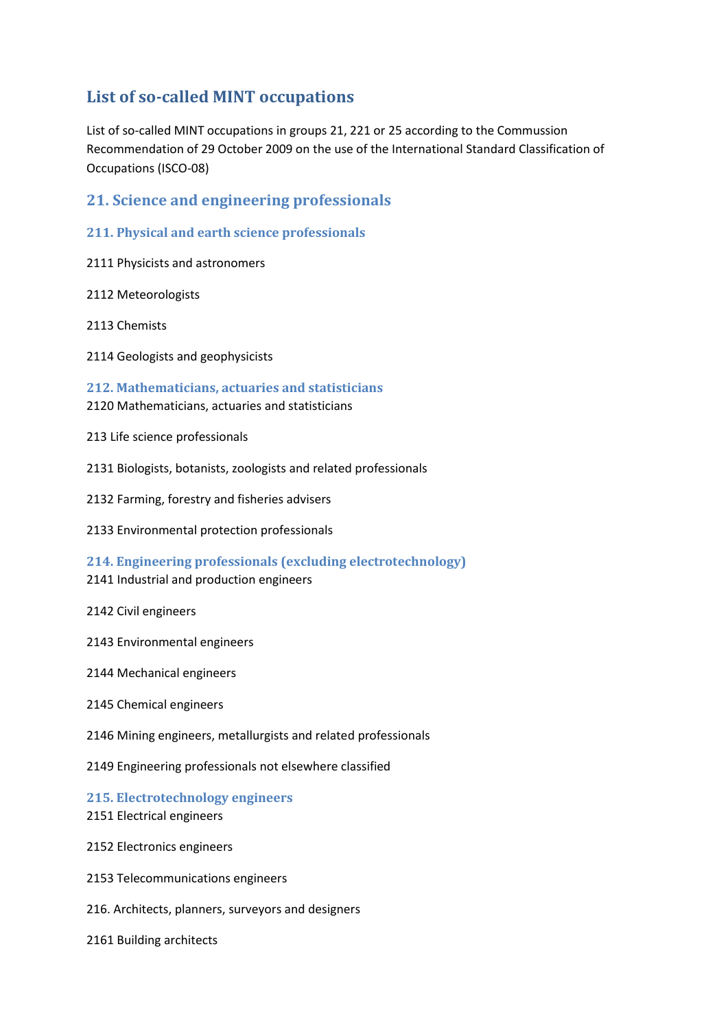# List of so-called MINT occupations

List of so-called MINT occupations in groups 21, 221 or 25 according to the Commussion Recommendation of 29 October 2009 on the use of the International Standard Classification of Occupations (ISCO-08)

## 21. Science and engineering professionals

### 211. Physical and earth science professionals

2111 Physicists and astronomers

2112 Meteorologists

2113 Chemists

2114 Geologists and geophysicists

### 212. Mathematicians, actuaries and statisticians

2120 Mathematicians, actuaries and statisticians

213 Life science professionals

2131 Biologists, botanists, zoologists and related professionals

2132 Farming, forestry and fisheries advisers

2133 Environmental protection professionals

### 214. Engineering professionals (excluding electrotechnology)

2141 Industrial and production engineers

2142 Civil engineers

2143 Environmental engineers

2144 Mechanical engineers

2145 Chemical engineers

2146 Mining engineers, metallurgists and related professionals

2149 Engineering professionals not elsewhere classified

### 215. Electrotechnology engineers

2151 Electrical engineers

2152 Electronics engineers

2153 Telecommunications engineers

216. Architects, planners, surveyors and designers

2161 Building architects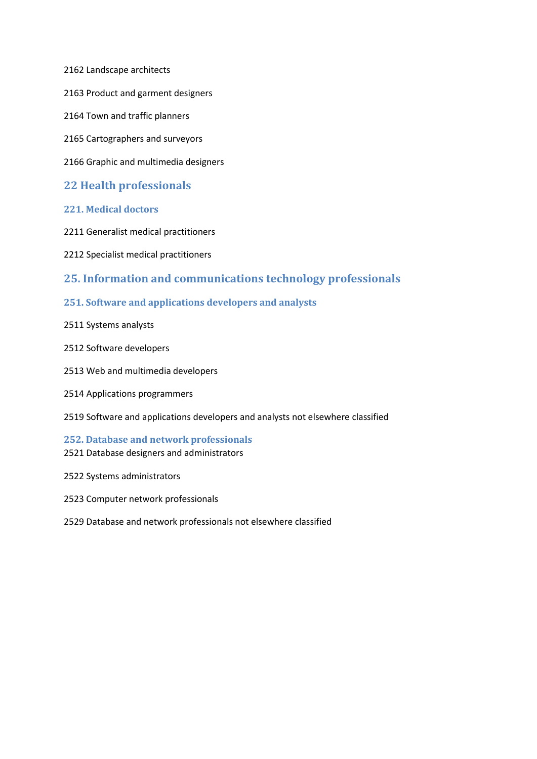2162 Landscape architects

2163 Product and garment designers

2164 Town and traffic planners

2165 Cartographers and surveyors

2166 Graphic and multimedia designers

## 22 Health professionals

### 221. Medical doctors

2211 Generalist medical practitioners

2212 Specialist medical practitioners

## 25. Information and communications technology professionals

### 251. Software and applications developers and analysts

2511 Systems analysts

2512 Software developers

2513 Web and multimedia developers

2514 Applications programmers

2519 Software and applications developers and analysts not elsewhere classified

### 252. Database and network professionals

2521 Database designers and administrators

2522 Systems administrators

2523 Computer network professionals

2529 Database and network professionals not elsewhere classified